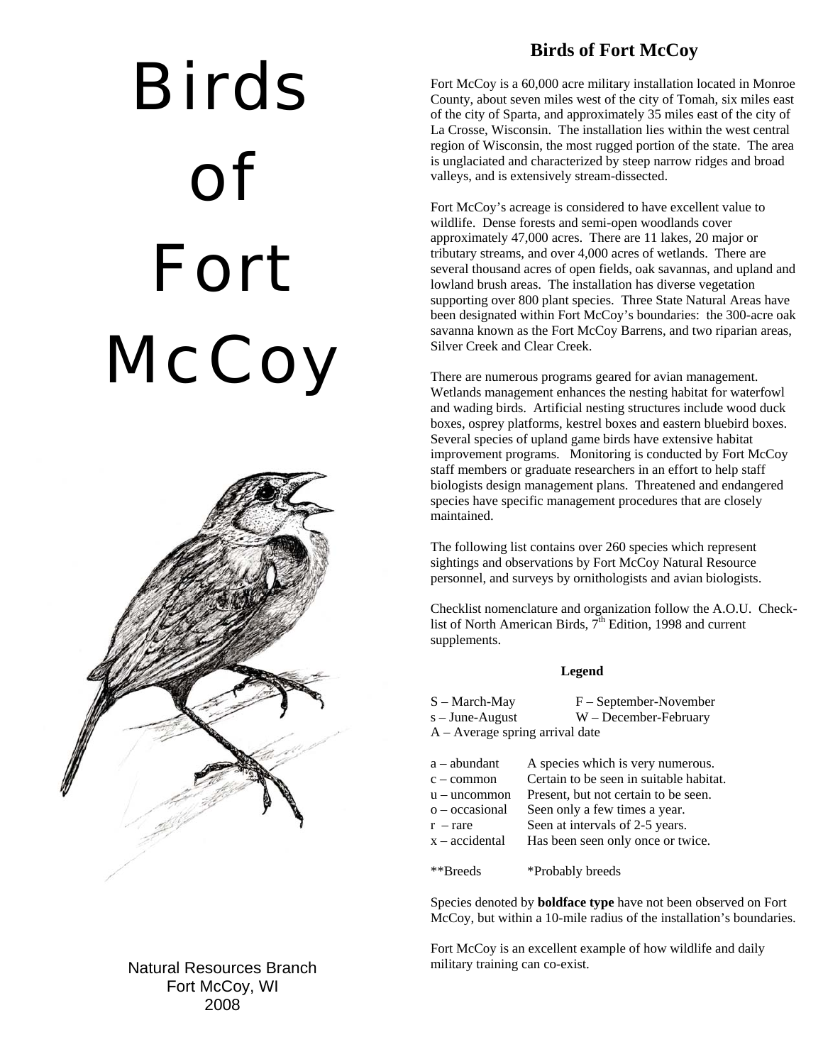# Birds of Fort McCoy

Natural Resources Branch
Fort McCoy, WI
2008

## Birds of Fort McCoy

Fort McCoy is a 60,000 acre military installation located in Monroe County, about seven miles west of the city of Tomah, six miles east of the city of Sparta, and approximately 35 miles east of the city of La Crosse, Wisconsin. The installation lies within the west central region of Wisconsin, the most rugged portion of the state. The area is unglaciated and characterized by steep narrow ridges and broad valleys, and is extensively stream-dissected.

Fort McCoy's acreage is considered to have excellent value to wildlife. Dense forests and semi-open woodlands cover approximately 47,000 acres. There are 11 lakes, 20 major or tributary streams, and over 4,000 acres of wetlands. There are several thousand acres of open fields, oak savannas, and upland and lowland brush areas. The installation has diverse vegetation supporting over 800 plant species. Three State Natural Areas have been designated within Fort McCoy's boundaries: the 300-acre oak savanna known as the Fort McCoy Barrens, and two riparian areas, Silver Creek and Clear Creek.

There are numerous programs geared for avian management. Wetlands management enhances the nesting habitat for waterfowl and wading birds. Artificial nesting structures include wood duck boxes, osprey platforms, kestrel boxes and eastern bluebird boxes. Several species of upland game birds have extensive habitat improvement programs. Monitoring is conducted by Fort McCoy staff members or graduate researchers in an effort to help staff biologists design management plans. Threatened and endangered species have specific management procedures that are closely maintained.

The following list contains over 260 species which represent sightings and observations by Fort McCoy Natural Resource personnel, and surveys by ornithologists and avian biologists.

Checklist nomenclature and organization follow the A.O.U. Check-list of North American Birds, 7th Edition, 1998 and current supplements.

**Legend**

S – March-May F – September-November
s – June-August W – December-February
A – Average spring arrival date

a – abundant A species which is very numerous.
c – common Certain to be seen in suitable habitat.
u – uncommon Present, but not certain to be seen.
o – occasional Seen only a few times a year.
r – rare Seen at intervals of 2-5 years.
x – accidental Has been seen only once or twice.

**Breeds *Probably breeds

Species denoted by **boldface type** have not been observed on Fort McCoy, but within a 10-mile radius of the installation's boundaries.

Fort McCoy is an excellent example of how wildlife and daily military training can co-exist.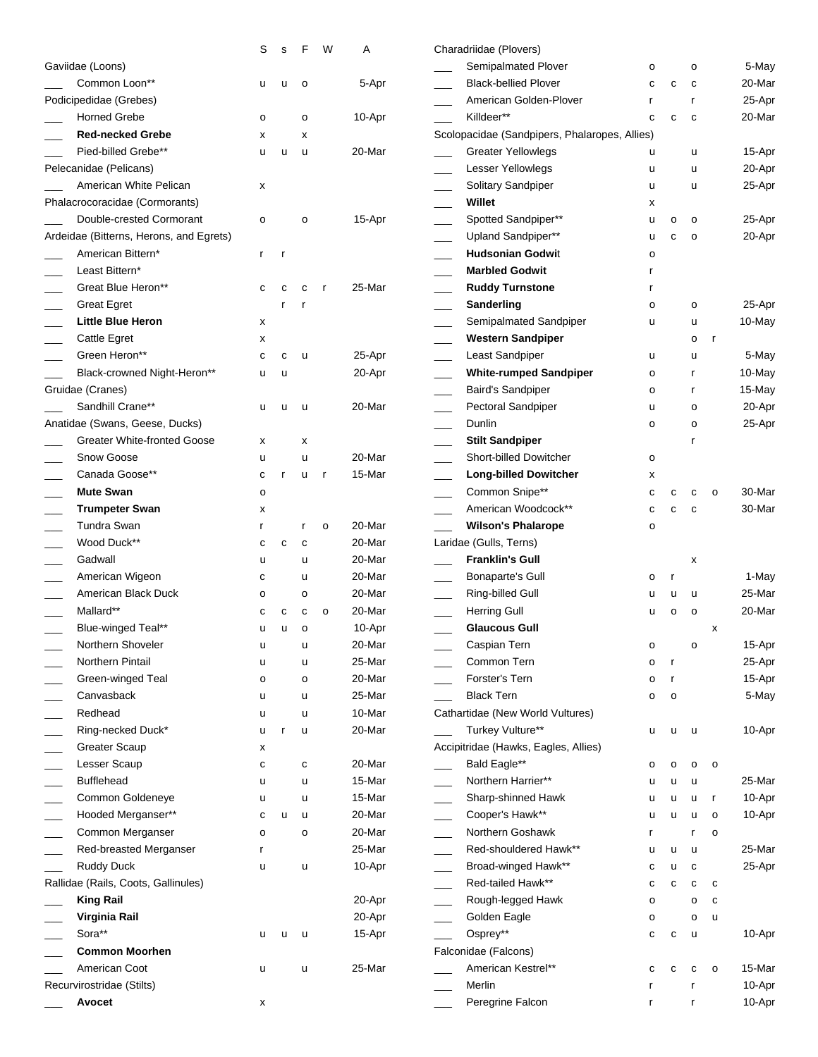| | S | s | F | W | A |
|---|---|---|---|---|---|
| Gaviidae (Loons) | | | | | |
| ___ Common Loon** | u | u | o | | 5-Apr |
| Podicipedidae (Grebes) | | | | | |
| ___ Horned Grebe | o | | o | | 10-Apr |
| ___ **Red-necked Grebe** | x | | x | | |
| ___ Pied-billed Grebe** | u | u | u | | 20-Mar |
| Pelecanidae (Pelicans) | | | | | |
| ___ American White Pelican | x | | | | |
| Phalacrocoracidae (Cormorants) | | | | | |
| ___ Double-crested Cormorant | o | | o | | 15-Apr |
| Ardeidae (Bitterns, Herons, and Egrets) | | | | | |
| ___ American Bittern* | r | r | | | |
| ___ Least Bittern* | | | | | |
| ___ Great Blue Heron** | c | c | c | r | 25-Mar |
| ___ Great Egret | | r | r | | |
| ___ **Little Blue Heron** | x | | | | |
| ___ Cattle Egret | x | | | | |
| ___ Green Heron** | c | c | u | | 25-Apr |
| ___ Black-crowned Night-Heron** | u | u | | | 20-Apr |
| Gruidae (Cranes) | | | | | |
| ___ Sandhill Crane** | u | u | u | | 20-Mar |
| Anatidae (Swans, Geese, Ducks) | | | | | |
| ___ Greater White-fronted Goose | x | | x | | |
| ___ Snow Goose | u | | u | | 20-Mar |
| ___ Canada Goose** | c | r | u | r | 15-Mar |
| ___ **Mute Swan** | o | | | | |
| ___ **Trumpeter Swan** | x | | | | |
| ___ Tundra Swan | r | | r | o | 20-Mar |
| ___ Wood Duck** | c | c | c | | 20-Mar |
| ___ Gadwall | u | | u | | 20-Mar |
| ___ American Wigeon | c | | u | | 20-Mar |
| ___ American Black Duck | o | | o | | 20-Mar |
| ___ Mallard** | c | c | c | o | 20-Mar |
| ___ Blue-winged Teal** | u | u | o | | 10-Apr |
| ___ Northern Shoveler | u | | u | | 20-Mar |
| ___ Northern Pintail | u | | u | | 25-Mar |
| ___ Green-winged Teal | o | | o | | 20-Mar |
| ___ Canvasback | u | | u | | 25-Mar |
| ___ Redhead | u | | u | | 10-Mar |
| ___ Ring-necked Duck* | u | r | u | | 20-Mar |
| ___ Greater Scaup | x | | | | |
| ___ Lesser Scaup | c | | c | | 20-Mar |
| ___ Bufflehead | u | | u | | 15-Mar |
| ___ Common Goldeneye | u | | u | | 15-Mar |
| ___ Hooded Merganser** | c | u | u | | 20-Mar |
| ___ Common Merganser | o | | o | | 20-Mar |
| ___ Red-breasted Merganser | r | | | | 25-Mar |
| ___ Ruddy Duck | u | | u | | 10-Apr |
| Rallidae (Rails, Coots, Gallinules) | | | | | |
| ___ **King Rail** | | | | | 20-Apr |
| ___ **Virginia Rail** | | | | | 20-Apr |
| ___ Sora** | u | u | u | | 15-Apr |
| ___ **Common Moorhen** | | | | | |
| ___ American Coot | u | | u | | 25-Mar |
| Recurvirostridae (Stilts) | | | | | |
| ___ **Avocet** | x | | | | |

| | S | s | F | W | A |
|---|---|---|---|---|---|
| Charadriidae (Plovers) | | | | | |
| ___ Semipalmated Plover | o | | o | | 5-May |
| ___ Black-bellied Plover | c | c | c | | 20-Mar |
| ___ American Golden-Plover | r | | r | | 25-Apr |
| ___ Killdeer** | c | c | c | | 20-Mar |
| Scolopacidae (Sandpipers, Phalaropes, Allies) | | | | | |
| ___ Greater Yellowlegs | u | | u | | 15-Apr |
| ___ Lesser Yellowlegs | u | | u | | 20-Apr |
| ___ Solitary Sandpiper | u | | u | | 25-Apr |
| ___ **Willet** | x | | | | |
| ___ Spotted Sandpiper** | u | o | o | | 25-Apr |
| ___ Upland Sandpiper** | u | c | o | | 20-Apr |
| ___ **Hudsonian Godwit** | o | | | | |
| ___ **Marbled Godwit** | r | | | | |
| ___ **Ruddy Turnstone** | r | | | | |
| ___ **Sanderling** | o | | o | | 25-Apr |
| ___ Semipalmated Sandpiper | u | | u | | 10-May |
| ___ **Western Sandpiper** | | | o | r | |
| ___ Least Sandpiper | u | | u | | 5-May |
| ___ **White-rumped Sandpiper** | o | | r | | 10-May |
| ___ Baird's Sandpiper | o | | r | | 15-May |
| ___ Pectoral Sandpiper | u | | o | | 20-Apr |
| ___ Dunlin | o | | o | | 25-Apr |
| ___ **Stilt Sandpiper** | | | r | | |
| ___ Short-billed Dowitcher | o | | | | |
| ___ **Long-billed Dowitcher** | x | | | | |
| ___ Common Snipe** | c | c | c | o | 30-Mar |
| ___ American Woodcock** | c | c | c | | 30-Mar |
| ___ **Wilson's Phalarope** | o | | | | |
| Laridae (Gulls, Terns) | | | | | |
| ___ **Franklin's Gull** | | | x | | |
| ___ Bonaparte's Gull | o | r | | | 1-May |
| ___ Ring-billed Gull | u | u | u | | 25-Mar |
| ___ Herring Gull | u | o | o | | 20-Mar |
| ___ **Glaucous Gull** | | | | x | |
| ___ Caspian Tern | o | | o | | 15-Apr |
| ___ Common Tern | o | r | | | 25-Apr |
| ___ Forster's Tern | o | r | | | 15-Apr |
| ___ Black Tern | o | o | | | 5-May |
| Cathartidae (New World Vultures) | | | | | |
| ___ Turkey Vulture** | u | u | u | | 10-Apr |
| Accipitridae (Hawks, Eagles, Allies) | | | | | |
| ___ Bald Eagle** | o | o | o | o | |
| ___ Northern Harrier** | u | u | u | | 25-Mar |
| ___ Sharp-shinned Hawk | u | u | u | r | 10-Apr |
| ___ Cooper's Hawk** | u | u | u | o | 10-Apr |
| ___ Northern Goshawk | r | | r | o | |
| ___ Red-shouldered Hawk** | u | u | u | | 25-Mar |
| ___ Broad-winged Hawk** | c | u | c | | 25-Apr |
| ___ Red-tailed Hawk** | c | c | c | c | |
| ___ Rough-legged Hawk | o | | o | c | |
| ___ Golden Eagle | o | | o | u | |
| ___ Osprey** | c | c | u | | 10-Apr |
| Falconidae (Falcons) | | | | | |
| ___ American Kestrel** | c | c | c | o | 15-Mar |
| ___ Merlin | r | | r | | 10-Apr |
| ___ Peregrine Falcon | r | | r | | 10-Apr |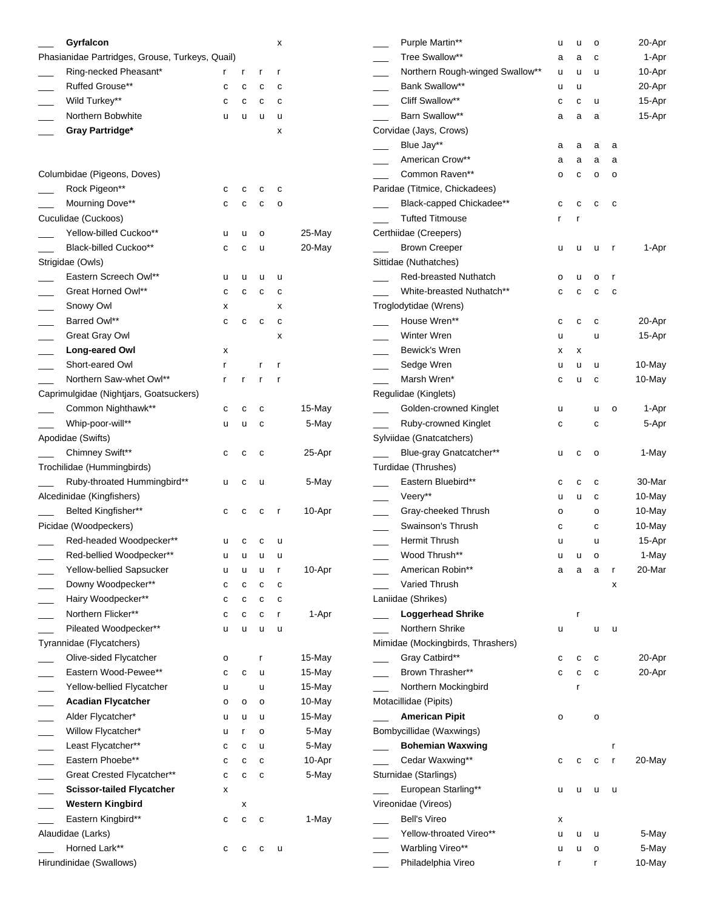| | | | | | | |
|---|---|---|---|---|---|---|
| ___ | **Gyrfalcon** | | | | x | |
| Phasianidae Partridges, Grouse, Turkeys, Quail) | | | | | | |
| ___ | Ring-necked Pheasant* | r | r | r | r | |
| ___ | Ruffed Grouse** | c | c | c | c | |
| ___ | Wild Turkey** | c | c | c | c | |
| ___ | Northern Bobwhite | u | u | u | u | |
| ___ | **Gray Partridge*** | | | | x | |
| Columbidae (Pigeons, Doves) | | | | | | |
| ___ | Rock Pigeon** | c | c | c | c | |
| ___ | Mourning Dove** | c | c | c | o | |
| Cuculidae (Cuckoos) | | | | | | |
| ___ | Yellow-billed Cuckoo** | u | u | o | | 25-May |
| ___ | Black-billed Cuckoo** | c | c | u | | 20-May |
| Strigidae (Owls) | | | | | | |
| ___ | Eastern Screech Owl** | u | u | u | u | |
| ___ | Great Horned Owl** | c | c | c | c | |
| ___ | Snowy Owl | x | | | x | |
| ___ | Barred Owl** | c | c | c | c | |
| ___ | Great Gray Owl | | | | x | |
| ___ | **Long-eared Owl** | x | | | | |
| ___ | Short-eared Owl | r | | r | r | |
| ___ | Northern Saw-whet Owl** | r | r | r | r | |
| Caprimulgidae (Nightjars, Goatsuckers) | | | | | | |
| ___ | Common Nighthawk** | c | c | c | | 15-May |
| ___ | Whip-poor-will** | u | u | c | | 5-May |
| Apodidae (Swifts) | | | | | | |
| ___ | Chimney Swift** | c | c | c | | 25-Apr |
| Trochilidae (Hummingbirds) | | | | | | |
| ___ | Ruby-throated Hummingbird** | u | c | u | | 5-May |
| Alcedinidae (Kingfishers) | | | | | | |
| ___ | Belted Kingfisher** | c | c | c | r | 10-Apr |
| Picidae (Woodpeckers) | | | | | | |
| ___ | Red-headed Woodpecker** | u | c | c | u | |
| ___ | Red-bellied Woodpecker** | u | u | u | u | |
| ___ | Yellow-bellied Sapsucker | u | u | u | r | 10-Apr |
| ___ | Downy Woodpecker** | c | c | c | c | |
| ___ | Hairy Woodpecker** | c | c | c | c | |
| ___ | Northern Flicker** | c | c | c | r | 1-Apr |
| ___ | Pileated Woodpecker** | u | u | u | u | |
| Tyrannidae (Flycatchers) | | | | | | |
| ___ | Olive-sided Flycatcher | o | | r | | 15-May |
| ___ | Eastern Wood-Pewee** | c | c | u | | 15-May |
| ___ | Yellow-bellied Flycatcher | u | | u | | 15-May |
| ___ | **Acadian Flycatcher** | o | o | o | | 10-May |
| ___ | Alder Flycatcher* | u | u | u | | 15-May |
| ___ | Willow Flycatcher* | u | r | o | | 5-May |
| ___ | Least Flycatcher** | c | c | u | | 5-May |
| ___ | Eastern Phoebe** | c | c | c | | 10-Apr |
| ___ | Great Crested Flycatcher** | c | c | c | | 5-May |
| ___ | **Scissor-tailed Flycatcher** | x | | | | |
| ___ | **Western Kingbird** | | x | | | |
| ___ | Eastern Kingbird** | c | c | c | | 1-May |
| Alaudidae (Larks) | | | | | | |
| ___ | Horned Lark** | c | c | c | u | |
| Hirundinidae (Swallows) | | | | | | |
| ___ | Purple Martin** | u | u | o | | 20-Apr |
| ___ | Tree Swallow** | a | a | c | | 1-Apr |
| ___ | Northern Rough-winged Swallow** | u | u | u | | 10-Apr |
| ___ | Bank Swallow** | u | u | | | 20-Apr |
| ___ | Cliff Swallow** | c | c | u | | 15-Apr |
| ___ | Barn Swallow** | a | a | a | | 15-Apr |
| Corvidae (Jays, Crows) | | | | | | |
| ___ | Blue Jay** | a | a | a | a | |
| ___ | American Crow** | a | a | a | a | |
| ___ | Common Raven** | o | c | o | o | |
| Paridae (Titmice, Chickadees) | | | | | | |
| ___ | Black-capped Chickadee** | c | c | c | c | |
| ___ | Tufted Titmouse | r | r | | | |
| Certhiidae (Creepers) | | | | | | |
| ___ | Brown Creeper | u | u | u | r | 1-Apr |
| Sittidae (Nuthatches) | | | | | | |
| ___ | Red-breasted Nuthatch | o | u | o | r | |
| ___ | White-breasted Nuthatch** | c | c | c | c | |
| Troglodytidae (Wrens) | | | | | | |
| ___ | House Wren** | c | c | c | | 20-Apr |
| ___ | Winter Wren | u | | u | | 15-Apr |
| ___ | Bewick's Wren | x | x | | | |
| ___ | Sedge Wren | u | u | u | | 10-May |
| ___ | Marsh Wren* | c | u | c | | 10-May |
| Regulidae (Kinglets) | | | | | | |
| ___ | Golden-crowned Kinglet | u | | u | o | 1-Apr |
| ___ | Ruby-crowned Kinglet | c | | c | | 5-Apr |
| Sylviidae (Gnatcatchers) | | | | | | |
| ___ | Blue-gray Gnatcatcher** | u | c | o | | 1-May |
| Turdidae (Thrushes) | | | | | | |
| ___ | Eastern Bluebird** | c | c | c | | 30-Mar |
| ___ | Veery** | u | u | c | | 10-May |
| ___ | Gray-cheeked Thrush | o | | o | | 10-May |
| ___ | Swainson's Thrush | c | | c | | 10-May |
| ___ | Hermit Thrush | u | | u | | 15-Apr |
| ___ | Wood Thrush** | u | u | o | | 1-May |
| ___ | American Robin** | a | a | a | r | 20-Mar |
| ___ | Varied Thrush | | | | x | |
| Laniidae (Shrikes) | | | | | | |
| ___ | **Loggerhead Shrike** | | r | | | |
| ___ | Northern Shrike | u | | u | u | |
| Mimidae (Mockingbirds, Thrashers) | | | | | | |
| ___ | Gray Catbird** | c | c | c | | 20-Apr |
| ___ | Brown Thrasher** | c | c | c | | 20-Apr |
| ___ | Northern Mockingbird | | r | | | |
| Motacillidae (Pipits) | | | | | | |
| ___ | **American Pipit** | o | | o | | |
| Bombycillidae (Waxwings) | | | | | | |
| ___ | **Bohemian Waxwing** | | | | r | |
| ___ | Cedar Waxwing** | c | c | c | r | 20-May |
| Sturnidae (Starlings) | | | | | | |
| ___ | European Starling** | u | u | u | u | |
| Vireonidae (Vireos) | | | | | | |
| ___ | Bell's Vireo | x | | | | |
| ___ | Yellow-throated Vireo** | u | u | u | | 5-May |
| ___ | Warbling Vireo** | u | u | o | | 5-May |
| ___ | Philadelphia Vireo | r | | r | | 10-May |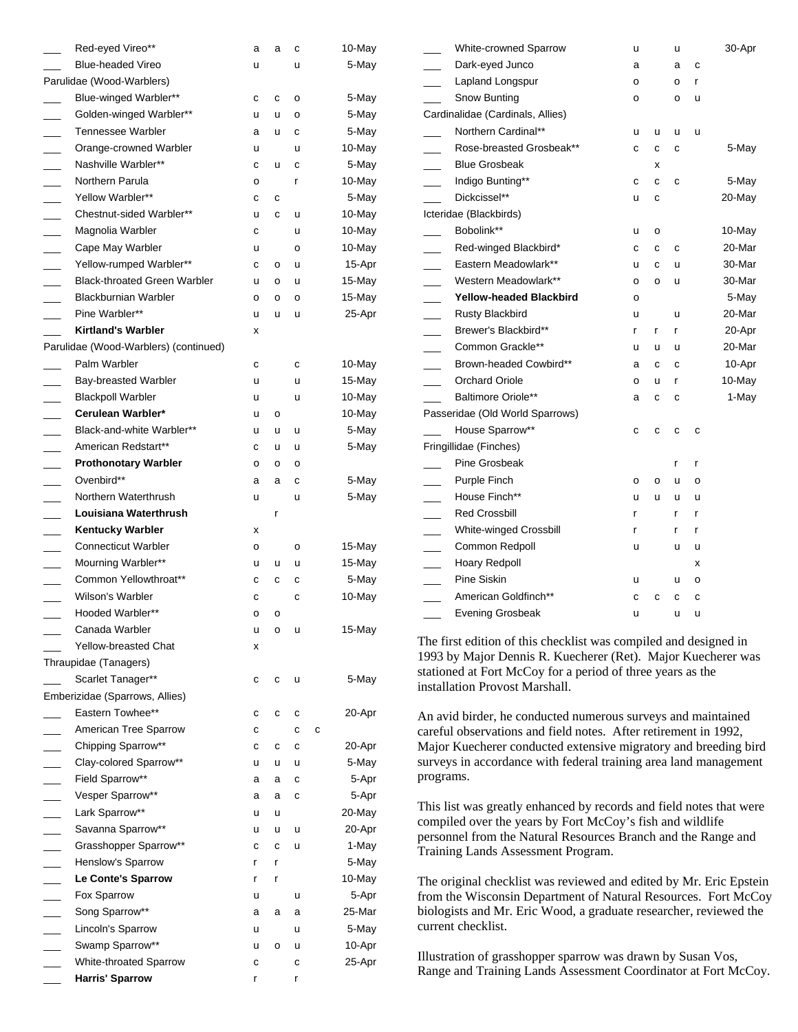| | Species | | | | | |
|---|---|---|---|---|---|---|
| ___ | Red-eyed Vireo** | a | a | c | | 10-May |
| ___ | Blue-headed Vireo | u | | u | | 5-May |
| | Parulidae (Wood-Warblers) | | | | | |
| ___ | Blue-winged Warbler** | c | c | o | | 5-May |
| ___ | Golden-winged Warbler** | u | u | o | | 5-May |
| ___ | Tennessee Warbler | a | u | c | | 5-May |
| ___ | Orange-crowned Warbler | u | | u | | 10-May |
| ___ | Nashville Warbler** | c | u | c | | 5-May |
| ___ | Northern Parula | o | | r | | 10-May |
| ___ | Yellow Warbler** | c | c | | | 5-May |
| ___ | Chestnut-sided Warbler** | u | c | u | | 10-May |
| ___ | Magnolia Warbler | c | | u | | 10-May |
| ___ | Cape May Warbler | u | | o | | 10-May |
| ___ | Yellow-rumped Warbler** | c | o | u | | 15-Apr |
| ___ | Black-throated Green Warbler | u | o | u | | 15-May |
| ___ | Blackburnian Warbler | o | o | o | | 15-May |
| ___ | Pine Warbler** | u | u | u | | 25-Apr |
| ___ | **Kirtland's Warbler** | x | | | | |
| | Parulidae (Wood-Warblers) (continued) | | | | | |
| ___ | Palm Warbler | c | | c | | 10-May |
| ___ | Bay-breasted Warbler | u | | u | | 15-May |
| ___ | Blackpoll Warbler | u | | u | | 10-May |
| ___ | **Cerulean Warbler*** | u | o | | | 10-May |
| ___ | Black-and-white Warbler** | u | u | u | | 5-May |
| ___ | American Redstart** | c | u | u | | 5-May |
| ___ | **Prothonotary Warbler** | o | o | o | | |
| ___ | Ovenbird** | a | a | c | | 5-May |
| ___ | Northern Waterthrush | u | | u | | 5-May |
| ___ | **Louisiana Waterthrush** | | r | | | |
| ___ | **Kentucky Warbler** | x | | | | |
| ___ | Connecticut Warbler | o | | o | | 15-May |
| ___ | Mourning Warbler** | u | u | u | | 15-May |
| ___ | Common Yellowthroat** | c | c | c | | 5-May |
| ___ | Wilson's Warbler | c | | c | | 10-May |
| ___ | Hooded Warbler** | o | o | | | |
| ___ | Canada Warbler | u | o | u | | 15-May |
| ___ | Yellow-breasted Chat | x | | | | |
| | Thraupidae (Tanagers) | | | | | |
| ___ | Scarlet Tanager** | c | c | u | | 5-May |
| | Emberizidae (Sparrows, Allies) | | | | | |
| ___ | Eastern Towhee** | c | c | c | | 20-Apr |
| ___ | American Tree Sparrow | c | | c | c | |
| ___ | Chipping Sparrow** | c | c | c | | 20-Apr |
| ___ | Clay-colored Sparrow** | u | u | u | | 5-May |
| ___ | Field Sparrow** | a | a | c | | 5-Apr |
| ___ | Vesper Sparrow** | a | a | c | | 5-Apr |
| ___ | Lark Sparrow** | u | u | | | 20-May |
| ___ | Savanna Sparrow** | u | u | u | | 20-Apr |
| ___ | Grasshopper Sparrow** | c | c | u | | 1-May |
| ___ | Henslow's Sparrow | r | r | | | 5-May |
| ___ | **Le Conte's Sparrow** | r | r | | | 10-May |
| ___ | Fox Sparrow | u | | u | | 5-Apr |
| ___ | Song Sparrow** | a | a | a | | 25-Mar |
| ___ | Lincoln's Sparrow | u | | u | | 5-May |
| ___ | Swamp Sparrow** | u | o | u | | 10-Apr |
| ___ | White-throated Sparrow | c | | c | | 25-Apr |
| ___ | **Harris' Sparrow** | r | | r | | |
| ___ | White-crowned Sparrow | u | | u | | 30-Apr |
| ___ | Dark-eyed Junco | a | | a | c | |
| ___ | Lapland Longspur | o | | o | r | |
| ___ | Snow Bunting | o | | o | u | |
| | Cardinalidae (Cardinals, Allies) | | | | | |
| ___ | Northern Cardinal** | u | u | u | u | |
| ___ | Rose-breasted Grosbeak** | c | c | c | | 5-May |
| ___ | Blue Grosbeak | | x | | | |
| ___ | Indigo Bunting** | c | c | c | | 5-May |
| ___ | Dickcissel** | u | c | | | 20-May |
| | Icteridae (Blackbirds) | | | | | |
| ___ | Bobolink** | u | o | | | 10-May |
| ___ | Red-winged Blackbird* | c | c | c | | 20-Mar |
| ___ | Eastern Meadowlark** | u | c | u | | 30-Mar |
| ___ | Western Meadowlark** | o | o | u | | 30-Mar |
| ___ | **Yellow-headed Blackbird** | o | | | | 5-May |
| ___ | Rusty Blackbird | u | | u | | 20-Mar |
| ___ | Brewer's Blackbird** | r | r | r | | 20-Apr |
| ___ | Common Grackle** | u | u | u | | 20-Mar |
| ___ | Brown-headed Cowbird** | a | c | c | | 10-Apr |
| ___ | Orchard Oriole | o | u | r | | 10-May |
| ___ | Baltimore Oriole** | a | c | c | | 1-May |
| | Passeridae (Old World Sparrows) | | | | | |
| ___ | House Sparrow** | c | c | c | c | |
| | Fringillidae (Finches) | | | | | |
| ___ | Pine Grosbeak | | | r | r | |
| ___ | Purple Finch | o | o | u | o | |
| ___ | House Finch** | u | u | u | u | |
| ___ | Red Crossbill | r | | r | r | |
| ___ | White-winged Crossbill | r | | r | r | |
| ___ | Common Redpoll | u | | u | u | |
| ___ | Hoary Redpoll | | | | x | |
| ___ | Pine Siskin | u | | u | o | |
| ___ | American Goldfinch** | c | c | c | c | |
| ___ | Evening Grosbeak | u | | u | u | |

The first edition of this checklist was compiled and designed in 1993 by Major Dennis R. Kuecherer (Ret). Major Kuecherer was stationed at Fort McCoy for a period of three years as the installation Provost Marshall.

An avid birder, he conducted numerous surveys and maintained careful observations and field notes. After retirement in 1992, Major Kuecherer conducted extensive migratory and breeding bird surveys in accordance with federal training area land management programs.

This list was greatly enhanced by records and field notes that were compiled over the years by Fort McCoy's fish and wildlife personnel from the Natural Resources Branch and the Range and Training Lands Assessment Program.

The original checklist was reviewed and edited by Mr. Eric Epstein from the Wisconsin Department of Natural Resources. Fort McCoy biologists and Mr. Eric Wood, a graduate researcher, reviewed the current checklist.

Illustration of grasshopper sparrow was drawn by Susan Vos, Range and Training Lands Assessment Coordinator at Fort McCoy.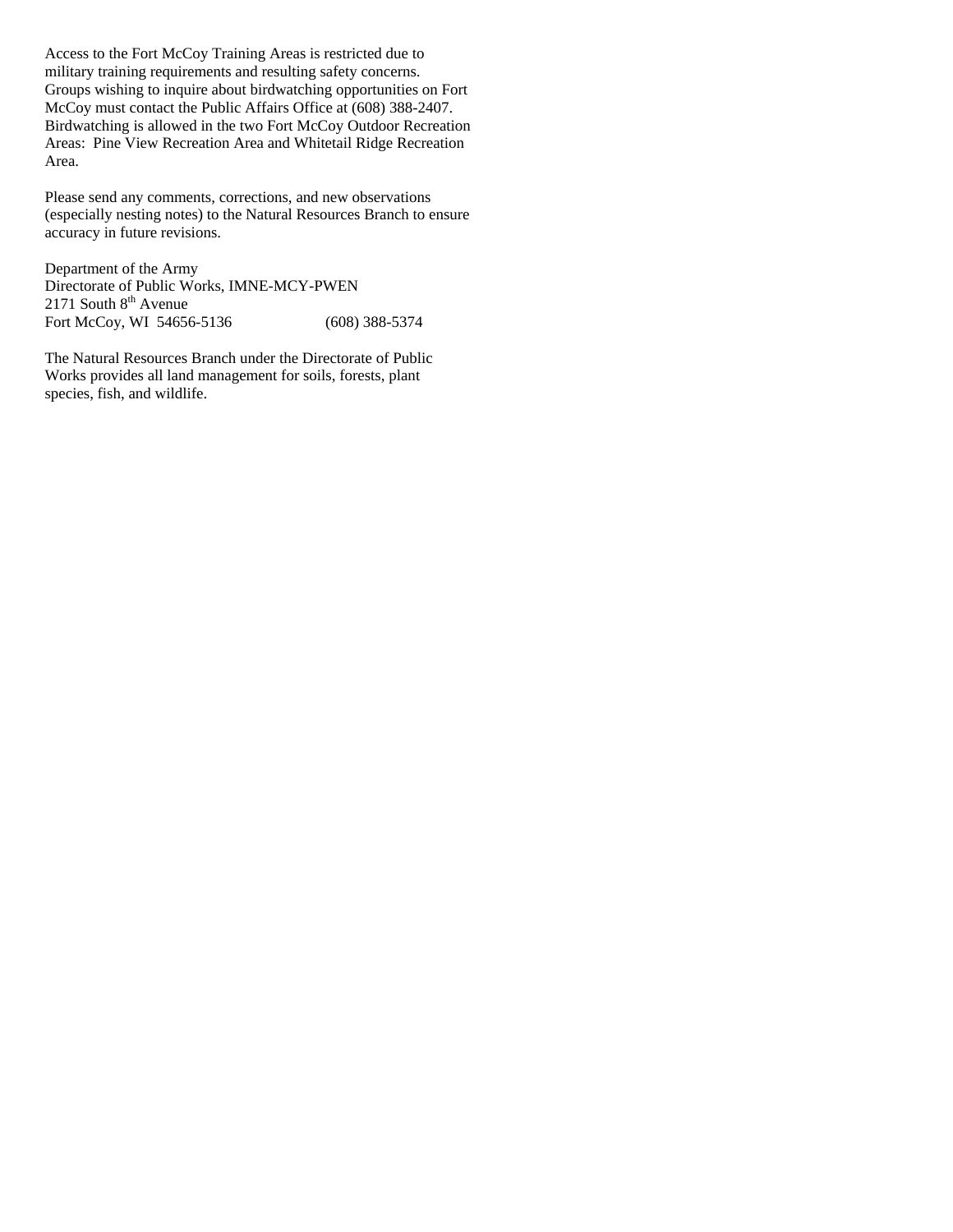Access to the Fort McCoy Training Areas is restricted due to military training requirements and resulting safety concerns. Groups wishing to inquire about birdwatching opportunities on Fort McCoy must contact the Public Affairs Office at (608) 388-2407. Birdwatching is allowed in the two Fort McCoy Outdoor Recreation Areas: Pine View Recreation Area and Whitetail Ridge Recreation Area.

Please send any comments, corrections, and new observations (especially nesting notes) to the Natural Resources Branch to ensure accuracy in future revisions.

Department of the Army  
Directorate of Public Works, IMNE-MCY-PWEN  
2171 South 8th Avenue  
Fort McCoy, WI 54656-5136 (608) 388-5374

The Natural Resources Branch under the Directorate of Public Works provides all land management for soils, forests, plant species, fish, and wildlife.